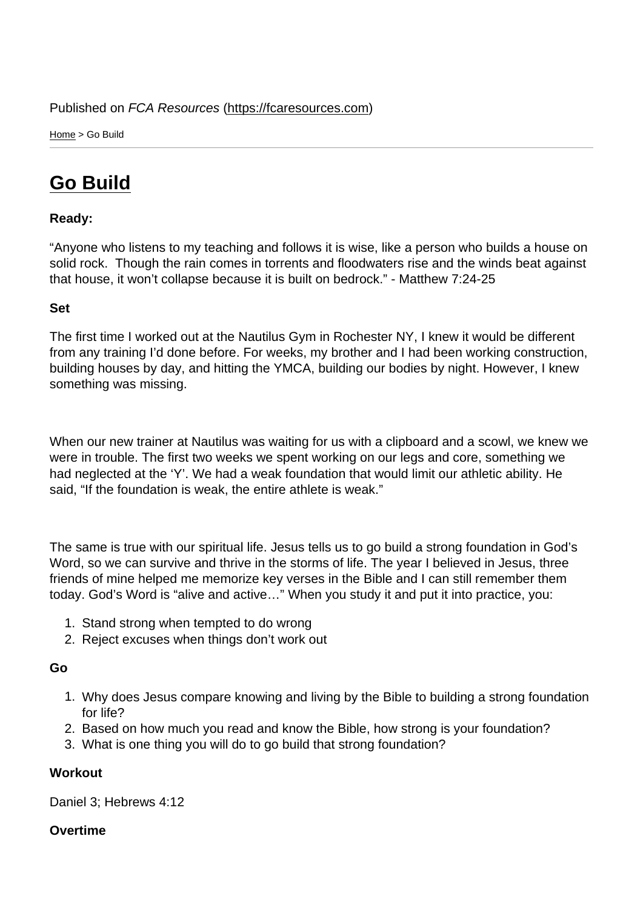Published on *FCA Resources* (https://fcaresources.com)

Home > Go Build

# Go Build

**Ready:**

"Anyone who listens to my teaching and follows it is wise, like a person who builds a house on solid rock. Though the rain comes in torrents and floodwaters rise and the winds beat against that house, it won't collapse because it is built on bedrock." - Matthew 7:24-25

**Set**

The first time I worked out at the Nautilus Gym in Rochester NY, I knew it would be different from any training I'd done before. For weeks, my brother and I had been working construction, building houses by day, and hitting the YMCA, building our bodies by night. However, I knew something was missing.

When our new trainer at Nautilus was waiting for us with a clipboard and a scowl, we knew we were in trouble. The first two weeks we spent working on our legs and core, something we had neglected at the 'Y'. We had a weak foundation that would limit our athletic ability. He said, "If the foundation is weak, the entire athlete is weak."

The same is true with our spiritual life. Jesus tells us to go build a strong foundation in God's Word, so we can survive and thrive in the storms of life. The year I believed in Jesus, three friends of mine helped me memorize key verses in the Bible and I can still remember them today. God's Word is "alive and active…" When you study it and put it into practice, you:

1. Stand strong when tempted to do wrong
2. Reject excuses when things don't work out

**Go**

1. Why does Jesus compare knowing and living by the Bible to building a strong foundation for life?
2. Based on how much you read and know the Bible, how strong is your foundation?
3. What is one thing you will do to go build that strong foundation?

**Workout**

Daniel 3; Hebrews 4:12

**Overtime**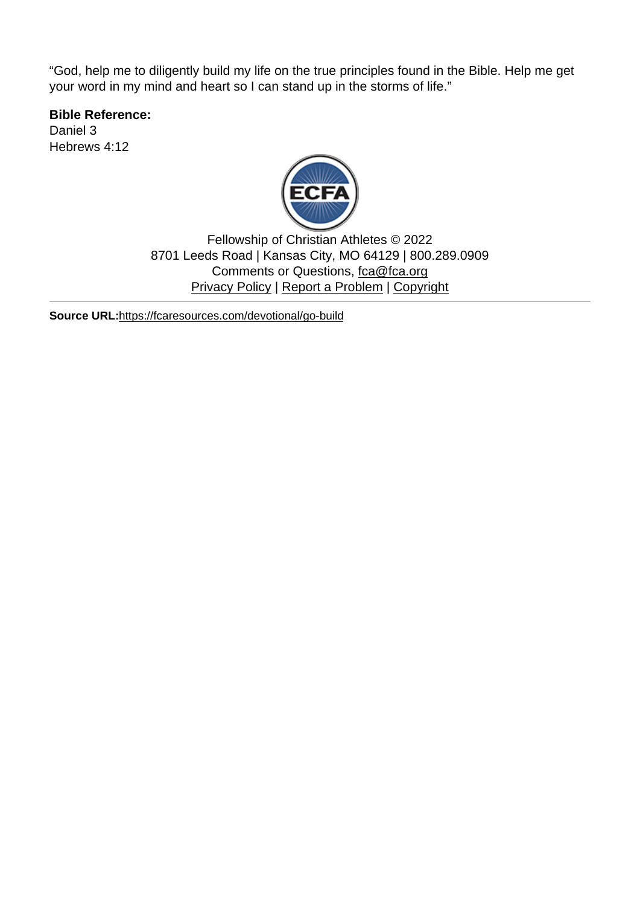"God, help me to diligently build my life on the true principles found in the Bible. Help me get your word in my mind and heart so I can stand up in the storms of life."

**Bible Reference:**
Daniel 3
Hebrews 4:12

Fellowship of Christian Athletes © 2022
8701 Leeds Road | Kansas City, MO 64129 | 800.289.0909
Comments or Questions, fca@fca.org
Privacy Policy | Report a Problem | Copyright

**Source URL:** https://fcaresources.com/devotional/go-build